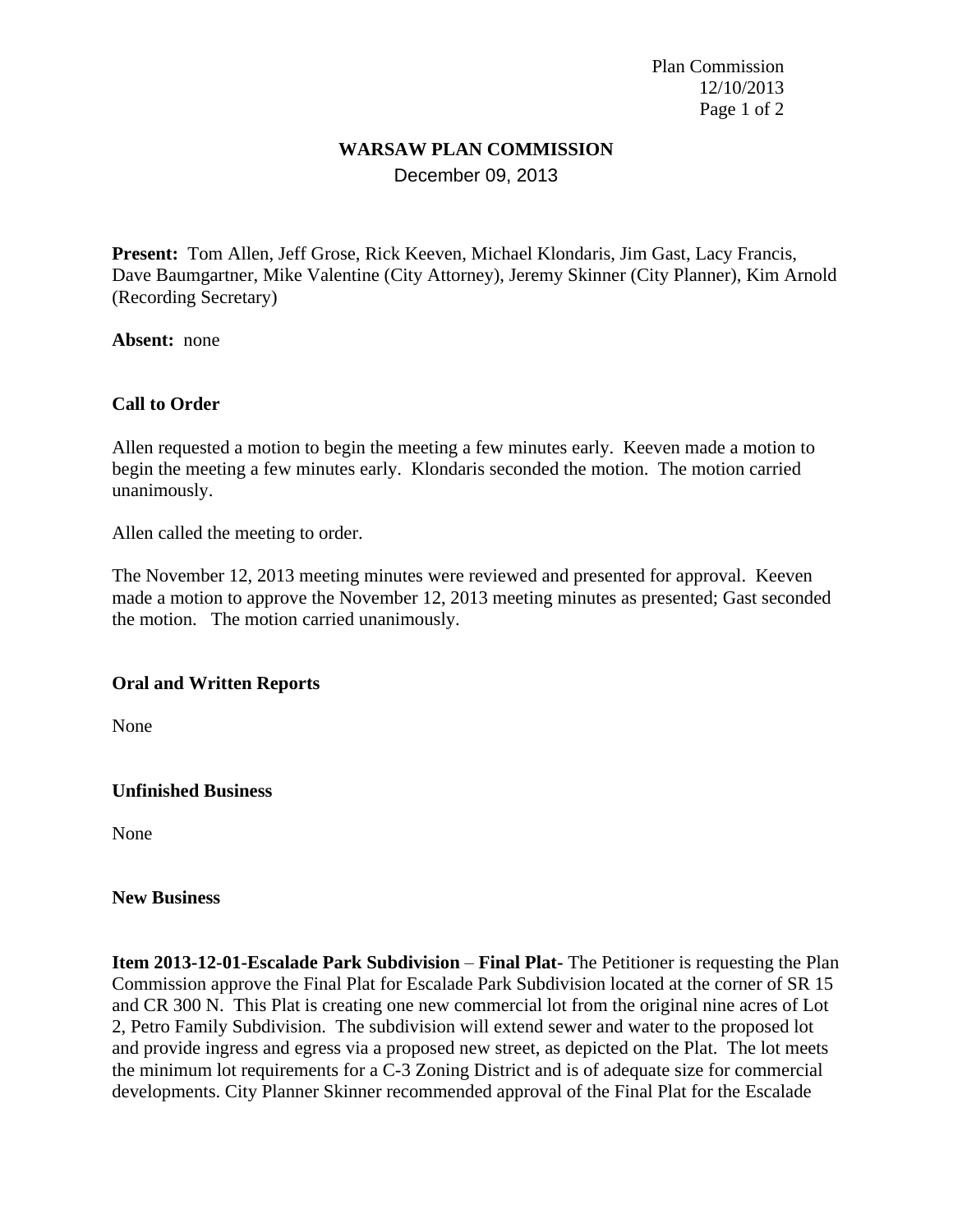# WARSAW PLAN COMMISSION

December 09, 2013

**Present:** Tom Allen, Jeff Grose, Rick Keeven, Michael Klondaris, Jim Gast, Lacy Francis, Dave Baumgartner, Mike Valentine (City Attorney), Jeremy Skinner (City Planner), Kim Arnold (Recording Secretary)

**Absent:** none

**Call to Order**

Allen requested a motion to begin the meeting a few minutes early. Keeven made a motion to begin the meeting a few minutes early. Klondaris seconded the motion. The motion carried unanimously.

Allen called the meeting to order.

The November 12, 2013 meeting minutes were reviewed and presented for approval. Keeven made a motion to approve the November 12, 2013 meeting minutes as presented; Gast seconded the motion. The motion carried unanimously.

**Oral and Written Reports**

None

**Unfinished Business**

None

**New Business**

**Item 2013-12-01-Escalade Park Subdivision** – **Final Plat-** The Petitioner is requesting the Plan Commission approve the Final Plat for Escalade Park Subdivision located at the corner of SR 15 and CR 300 N. This Plat is creating one new commercial lot from the original nine acres of Lot 2, Petro Family Subdivision. The subdivision will extend sewer and water to the proposed lot and provide ingress and egress via a proposed new street, as depicted on the Plat. The lot meets the minimum lot requirements for a C-3 Zoning District and is of adequate size for commercial developments. City Planner Skinner recommended approval of the Final Plat for the Escalade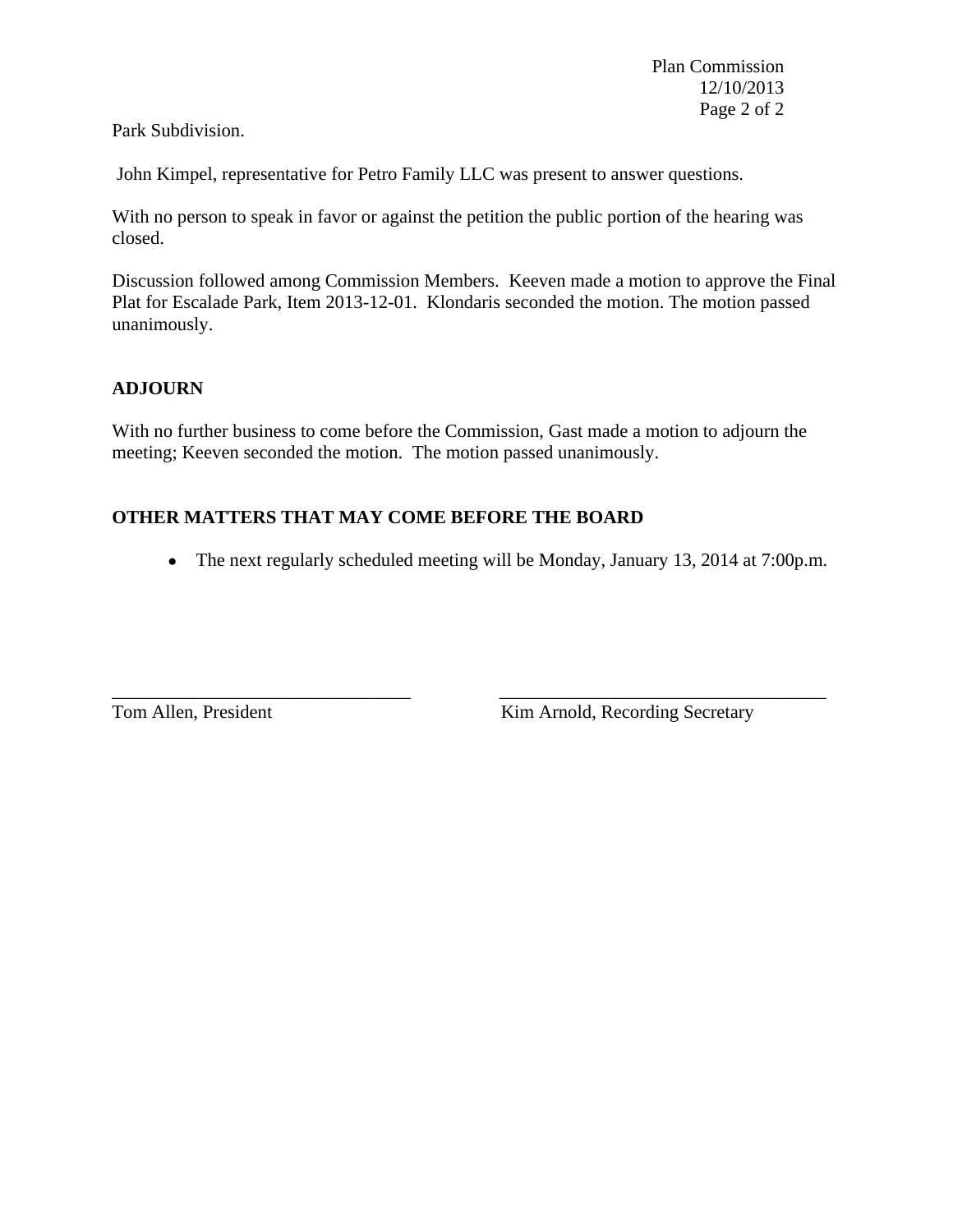Park Subdivision.

John Kimpel, representative for Petro Family LLC was present to answer questions.

With no person to speak in favor or against the petition the public portion of the hearing was closed.

Discussion followed among Commission Members. Keeven made a motion to approve the Final Plat for Escalade Park, Item 2013-12-01. Klondaris seconded the motion. The motion passed unanimously.

## ADJOURN

With no further business to come before the Commission, Gast made a motion to adjourn the meeting; Keeven seconded the motion. The motion passed unanimously.

## OTHER MATTERS THAT MAY COME BEFORE THE BOARD

- The next regularly scheduled meeting will be Monday, January 13, 2014 at 7:00p.m.

\_\_\_\_\_\_\_\_\_\_\_\_\_\_\_\_\_\_\_\_\_\_\_\_\_\_\_\_\_\_\_\_
Tom Allen, President

\_\_\_\_\_\_\_\_\_\_\_\_\_\_\_\_\_\_\_\_\_\_\_\_\_\_\_\_\_\_\_\_
Kim Arnold, Recording Secretary